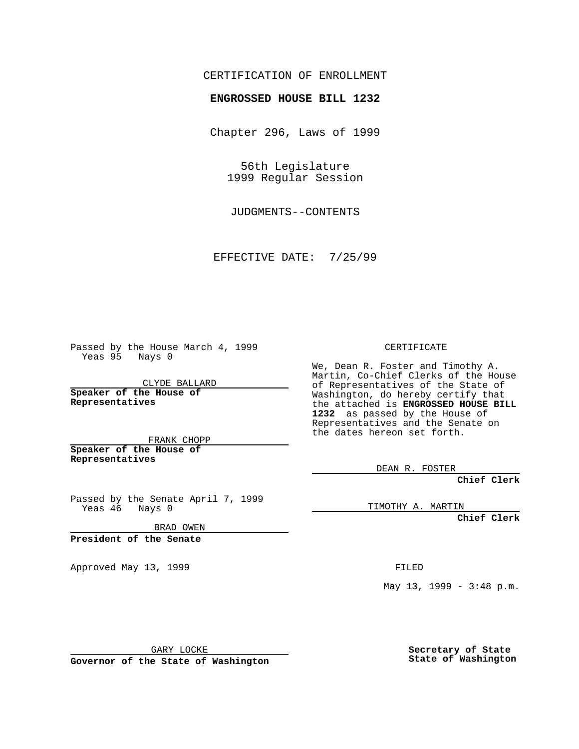CERTIFICATION OF ENROLLMENT

**ENGROSSED HOUSE BILL 1232**

Chapter 296, Laws of 1999

56th Legislature
1999 Regular Session

JUDGMENTS--CONTENTS

EFFECTIVE DATE: 7/25/99

Passed by the House March 4, 1999
Yeas 95 Nays 0

CLYDE BALLARD

**Speaker of the House of Representatives**

FRANK CHOPP

**Speaker of the House of Representatives**

Passed by the Senate April 7, 1999
Yeas 46 Nays 0

BRAD OWEN

**President of the Senate**

Approved May 13, 1999

GARY LOCKE

**Governor of the State of Washington**

CERTIFICATE

We, Dean R. Foster and Timothy A. Martin, Co-Chief Clerks of the House of Representatives of the State of Washington, do hereby certify that the attached is **ENGROSSED HOUSE BILL 1232** as passed by the House of Representatives and the Senate on the dates hereon set forth.

DEAN R. FOSTER

**Chief Clerk**

TIMOTHY A. MARTIN

**Chief Clerk**

FILED

May 13, 1999 - 3:48 p.m.

**Secretary of State**
**State of Washington**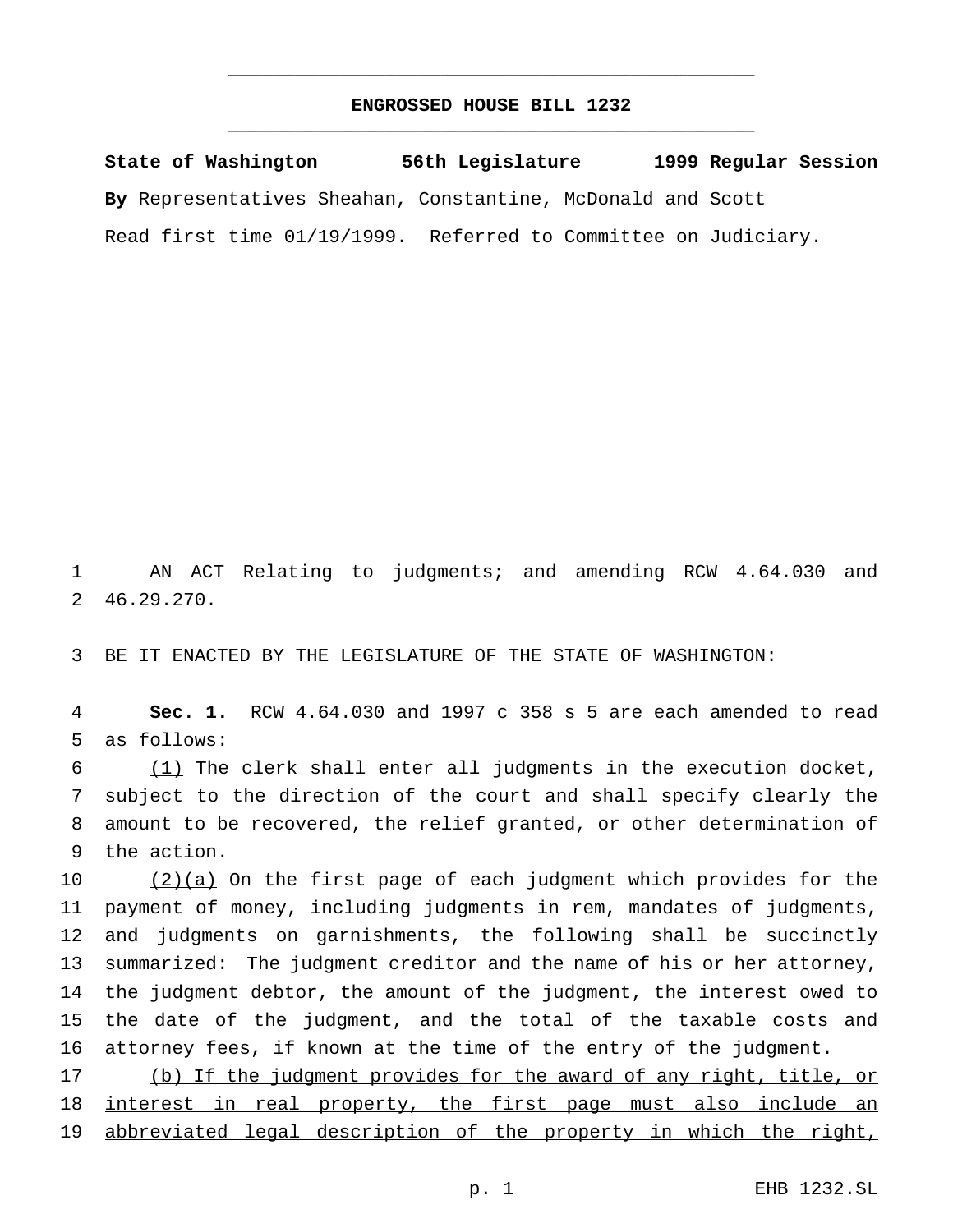# ENGROSSED HOUSE BILL 1232

**State of Washington 56th Legislature 1999 Regular Session**

**By** Representatives Sheahan, Constantine, McDonald and Scott

Read first time 01/19/1999. Referred to Committee on Judiciary.

AN ACT Relating to judgments; and amending RCW 4.64.030 and 46.29.270.

BE IT ENACTED BY THE LEGISLATURE OF THE STATE OF WASHINGTON:

**Sec. 1.** RCW 4.64.030 and 1997 c 358 s 5 are each amended to read as follows:

(1) The clerk shall enter all judgments in the execution docket, subject to the direction of the court and shall specify clearly the amount to be recovered, the relief granted, or other determination of the action.

(2)(a) On the first page of each judgment which provides for the payment of money, including judgments in rem, mandates of judgments, and judgments on garnishments, the following shall be succinctly summarized: The judgment creditor and the name of his or her attorney, the judgment debtor, the amount of the judgment, the interest owed to the date of the judgment, and the total of the taxable costs and attorney fees, if known at the time of the entry of the judgment.

(b) If the judgment provides for the award of any right, title, or interest in real property, the first page must also include an abbreviated legal description of the property in which the right,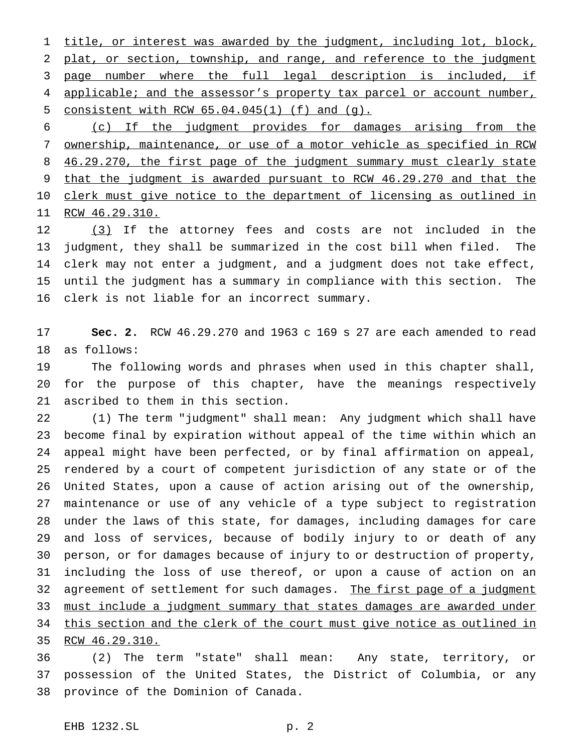title, or interest was awarded by the judgment, including lot, block, plat, or section, township, and range, and reference to the judgment page number where the full legal description is included, if applicable; and the assessor's property tax parcel or account number, consistent with RCW 65.04.045(1) (f) and (g).

(c) If the judgment provides for damages arising from the ownership, maintenance, or use of a motor vehicle as specified in RCW 46.29.270, the first page of the judgment summary must clearly state that the judgment is awarded pursuant to RCW 46.29.270 and that the clerk must give notice to the department of licensing as outlined in RCW 46.29.310.

(3) If the attorney fees and costs are not included in the judgment, they shall be summarized in the cost bill when filed. The clerk may not enter a judgment, and a judgment does not take effect, until the judgment has a summary in compliance with this section. The clerk is not liable for an incorrect summary.

**Sec. 2.** RCW 46.29.270 and 1963 c 169 s 27 are each amended to read as follows:

The following words and phrases when used in this chapter shall, for the purpose of this chapter, have the meanings respectively ascribed to them in this section.

(1) The term "judgment" shall mean: Any judgment which shall have become final by expiration without appeal of the time within which an appeal might have been perfected, or by final affirmation on appeal, rendered by a court of competent jurisdiction of any state or of the United States, upon a cause of action arising out of the ownership, maintenance or use of any vehicle of a type subject to registration under the laws of this state, for damages, including damages for care and loss of services, because of bodily injury to or death of any person, or for damages because of injury to or destruction of property, including the loss of use thereof, or upon a cause of action on an agreement of settlement for such damages. The first page of a judgment must include a judgment summary that states damages are awarded under this section and the clerk of the court must give notice as outlined in RCW 46.29.310.

(2) The term "state" shall mean: Any state, territory, or possession of the United States, the District of Columbia, or any province of the Dominion of Canada.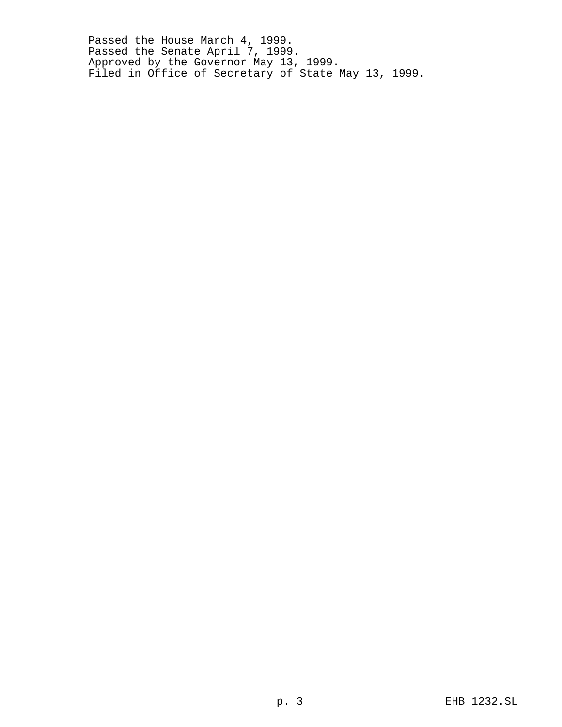Passed the House March 4, 1999.
Passed the Senate April 7, 1999.
Approved by the Governor May 13, 1999.
Filed in Office of Secretary of State May 13, 1999.